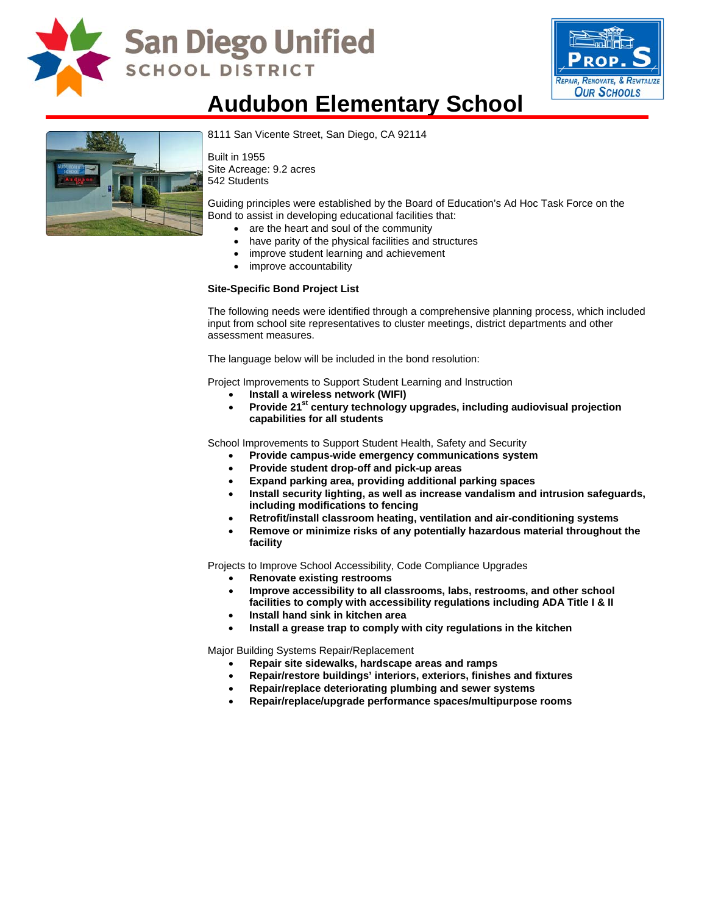# Audubon Elementary School

8111 San Vicente Street, San Diego, CA 92114

Built in 1955
Site Acreage: 9.2 acres
542 Students

Guiding principles were established by the Board of Education's Ad Hoc Task Force on the Bond to assist in developing educational facilities that:

- are the heart and soul of the community
- have parity of the physical facilities and structures
- improve student learning and achievement
- improve accountability

**Site-Specific Bond Project List**

The following needs were identified through a comprehensive planning process, which included input from school site representatives to cluster meetings, district departments and other assessment measures.

The language below will be included in the bond resolution:

Project Improvements to Support Student Learning and Instruction

- **Install a wireless network (WIFI)**
- **Provide 21st century technology upgrades, including audiovisual projection capabilities for all students**

School Improvements to Support Student Health, Safety and Security

- **Provide campus-wide emergency communications system**
- **Provide student drop-off and pick-up areas**
- **Expand parking area, providing additional parking spaces**
- **Install security lighting, as well as increase vandalism and intrusion safeguards, including modifications to fencing**
- **Retrofit/install classroom heating, ventilation and air-conditioning systems**
- **Remove or minimize risks of any potentially hazardous material throughout the facility**

Projects to Improve School Accessibility, Code Compliance Upgrades

- **Renovate existing restrooms**
- **Improve accessibility to all classrooms, labs, restrooms, and other school facilities to comply with accessibility regulations including ADA Title I & II**
- **Install hand sink in kitchen area**
- **Install a grease trap to comply with city regulations in the kitchen**

Major Building Systems Repair/Replacement

- **Repair site sidewalks, hardscape areas and ramps**
- **Repair/restore buildings' interiors, exteriors, finishes and fixtures**
- **Repair/replace deteriorating plumbing and sewer systems**
- **Repair/replace/upgrade performance spaces/multipurpose rooms**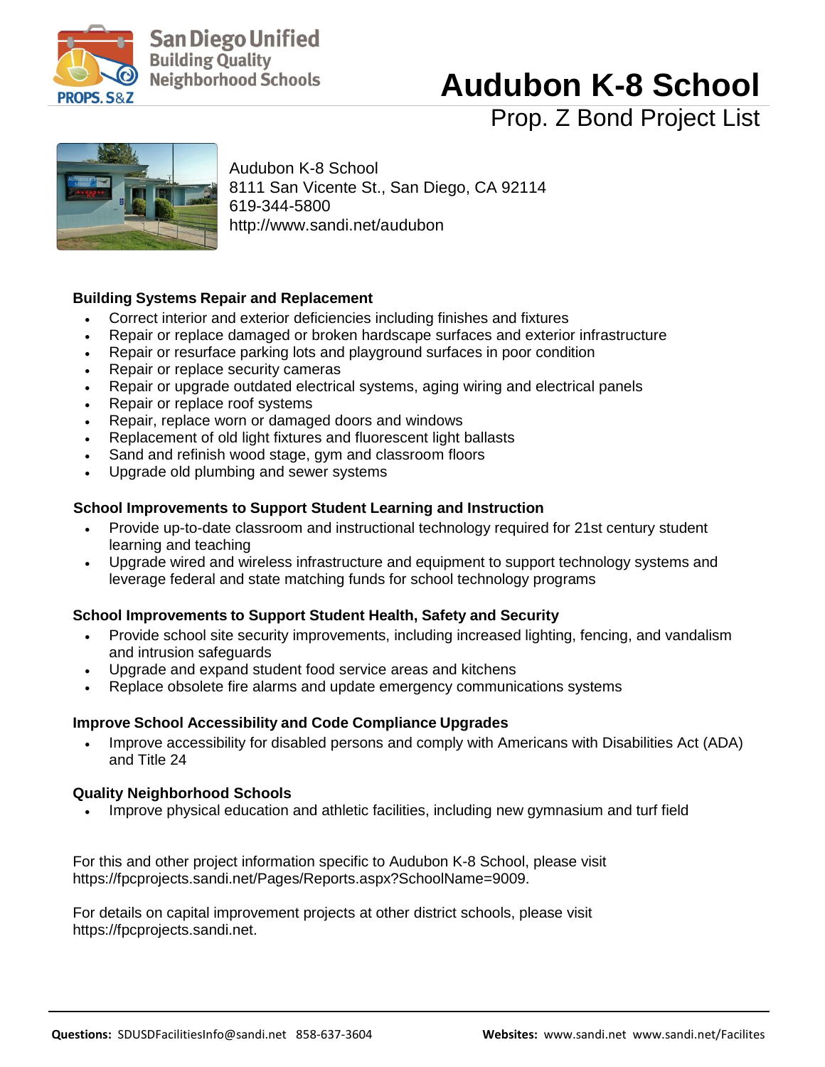# Audubon K-8 School

## Prop. Z Bond Project List

Audubon K-8 School
8111 San Vicente St., San Diego, CA 92114
619-344-5800
http://www.sandi.net/audubon

### Building Systems Repair and Replacement

- Correct interior and exterior deficiencies including finishes and fixtures
- Repair or replace damaged or broken hardscape surfaces and exterior infrastructure
- Repair or resurface parking lots and playground surfaces in poor condition
- Repair or replace security cameras
- Repair or upgrade outdated electrical systems, aging wiring and electrical panels
- Repair or replace roof systems
- Repair, replace worn or damaged doors and windows
- Replacement of old light fixtures and fluorescent light ballasts
- Sand and refinish wood stage, gym and classroom floors
- Upgrade old plumbing and sewer systems

### School Improvements to Support Student Learning and Instruction

- Provide up-to-date classroom and instructional technology required for 21st century student learning and teaching
- Upgrade wired and wireless infrastructure and equipment to support technology systems and leverage federal and state matching funds for school technology programs

### School Improvements to Support Student Health, Safety and Security

- Provide school site security improvements, including increased lighting, fencing, and vandalism and intrusion safeguards
- Upgrade and expand student food service areas and kitchens
- Replace obsolete fire alarms and update emergency communications systems

### Improve School Accessibility and Code Compliance Upgrades

- Improve accessibility for disabled persons and comply with Americans with Disabilities Act (ADA) and Title 24

### Quality Neighborhood Schools

- Improve physical education and athletic facilities, including new gymnasium and turf field

For this and other project information specific to Audubon K-8 School, please visit https://fpcprojects.sandi.net/Pages/Reports.aspx?SchoolName=9009.

For details on capital improvement projects at other district schools, please visit https://fpcprojects.sandi.net.

**Questions:** SDUSDFacilitiesInfo@sandi.net 858-637-3604 **Websites:** www.sandi.net www.sandi.net/Facilites